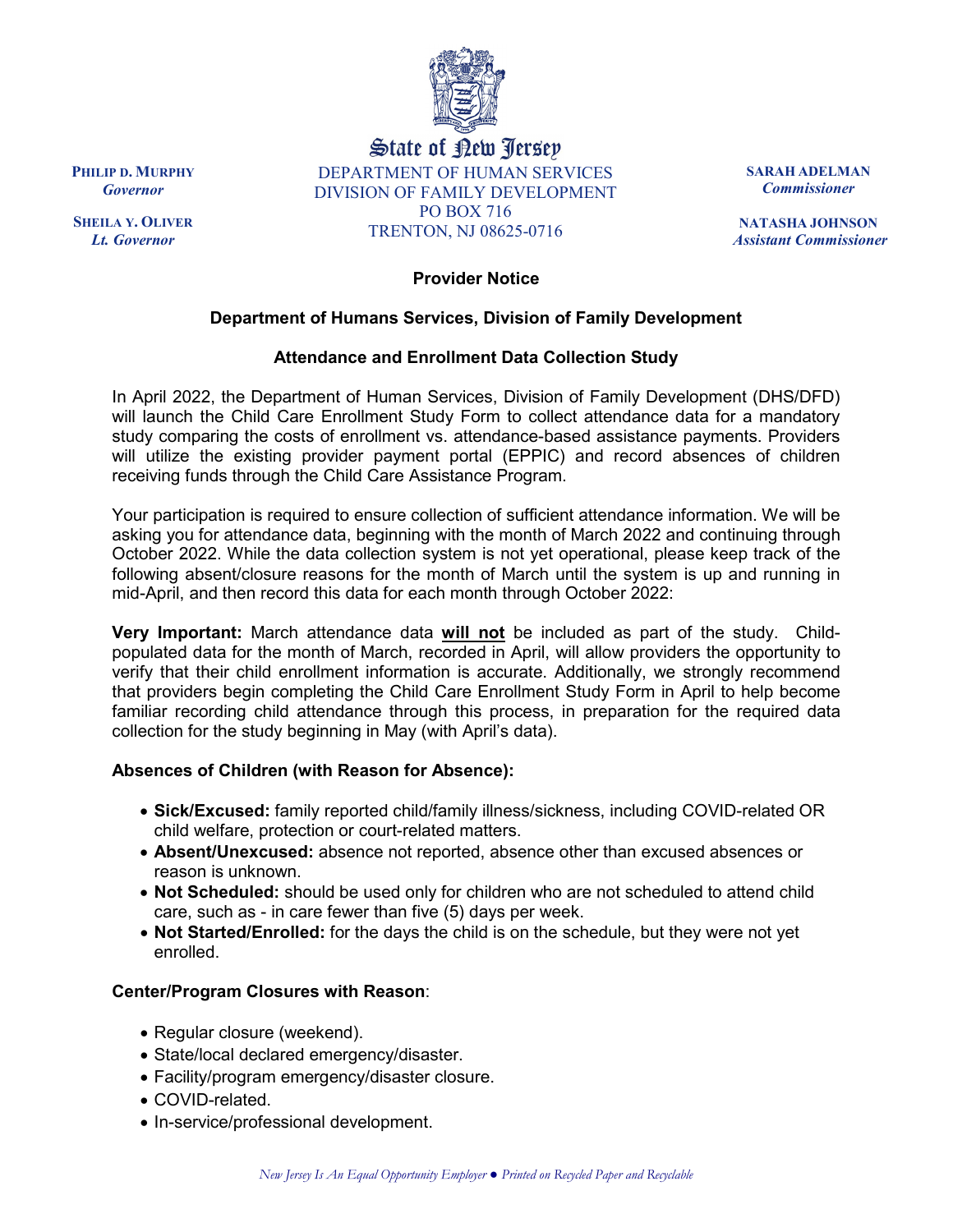**PHILIP D. MURPHY**
*Governor*

**SHEILA Y. OLIVER**
*Lt. Governor*

State of New Jersey
DEPARTMENT OF HUMAN SERVICES
DIVISION OF FAMILY DEVELOPMENT
PO BOX 716
TRENTON, NJ 08625-0716

**SARAH ADELMAN**
*Commissioner*

**NATASHA JOHNSON**
*Assistant Commissioner*

## Provider Notice

### Department of Humans Services, Division of Family Development

### Attendance and Enrollment Data Collection Study

In April 2022, the Department of Human Services, Division of Family Development (DHS/DFD) will launch the Child Care Enrollment Study Form to collect attendance data for a mandatory study comparing the costs of enrollment vs. attendance-based assistance payments. Providers will utilize the existing provider payment portal (EPPIC) and record absences of children receiving funds through the Child Care Assistance Program.

Your participation is required to ensure collection of sufficient attendance information. We will be asking you for attendance data, beginning with the month of March 2022 and continuing through October 2022. While the data collection system is not yet operational, please keep track of the following absent/closure reasons for the month of March until the system is up and running in mid-April, and then record this data for each month through October 2022:

**Very Important:** March attendance data **will not** be included as part of the study. Child-populated data for the month of March, recorded in April, will allow providers the opportunity to verify that their child enrollment information is accurate. Additionally, we strongly recommend that providers begin completing the Child Care Enrollment Study Form in April to help become familiar recording child attendance through this process, in preparation for the required data collection for the study beginning in May (with April's data).

**Absences of Children (with Reason for Absence):**

- **Sick/Excused:** family reported child/family illness/sickness, including COVID-related OR child welfare, protection or court-related matters.
- **Absent/Unexcused:** absence not reported, absence other than excused absences or reason is unknown.
- **Not Scheduled:** should be used only for children who are not scheduled to attend child care, such as - in care fewer than five (5) days per week.
- **Not Started/Enrolled:** for the days the child is on the schedule, but they were not yet enrolled.

**Center/Program Closures with Reason**:

- Regular closure (weekend).
- State/local declared emergency/disaster.
- Facility/program emergency/disaster closure.
- COVID-related.
- In-service/professional development.

*New Jersey Is An Equal Opportunity Employer ● Printed on Recycled Paper and Recyclable*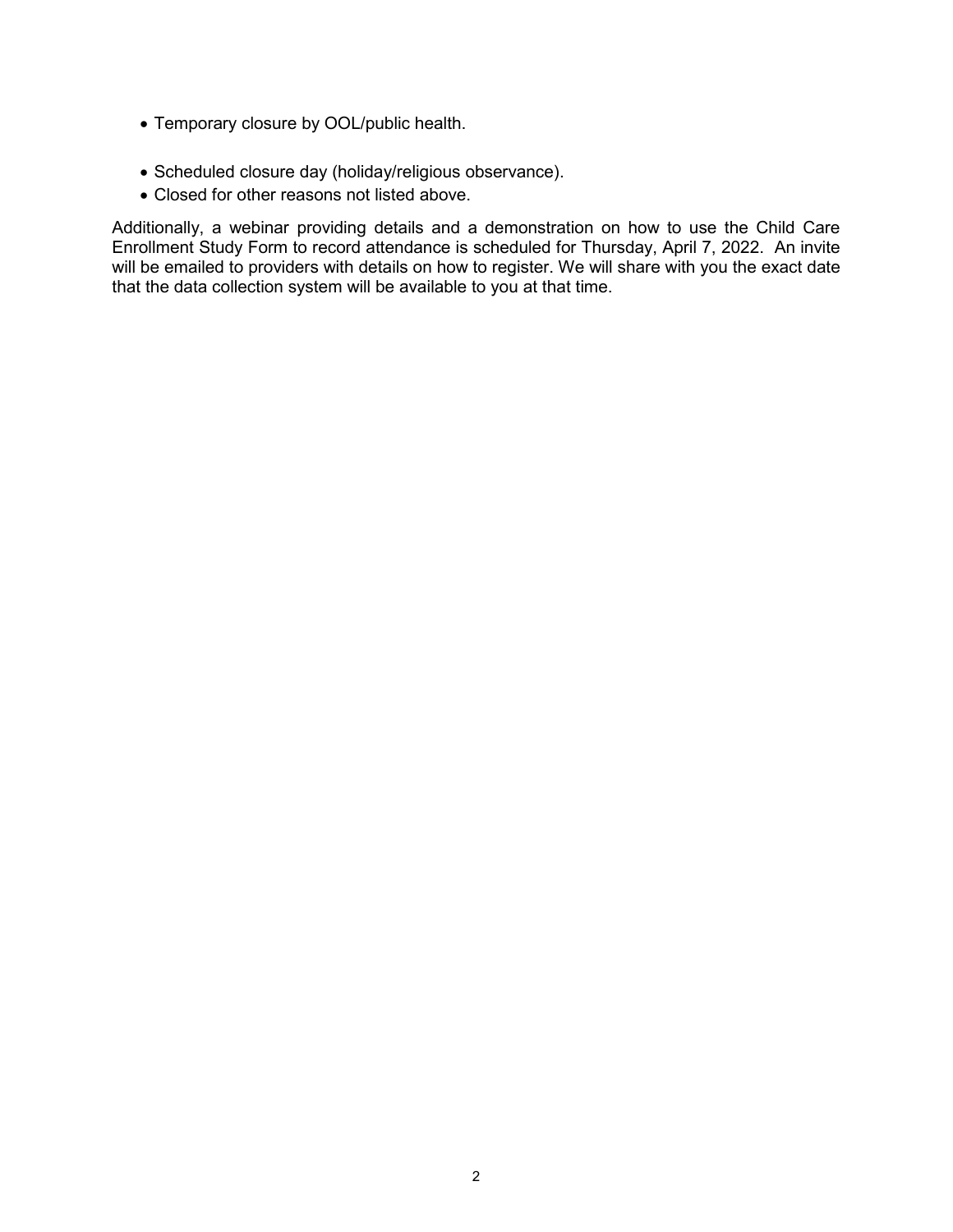- Temporary closure by OOL/public health.
- Scheduled closure day (holiday/religious observance).
- Closed for other reasons not listed above.

Additionally, a webinar providing details and a demonstration on how to use the Child Care Enrollment Study Form to record attendance is scheduled for Thursday, April 7, 2022. An invite will be emailed to providers with details on how to register. We will share with you the exact date that the data collection system will be available to you at that time.